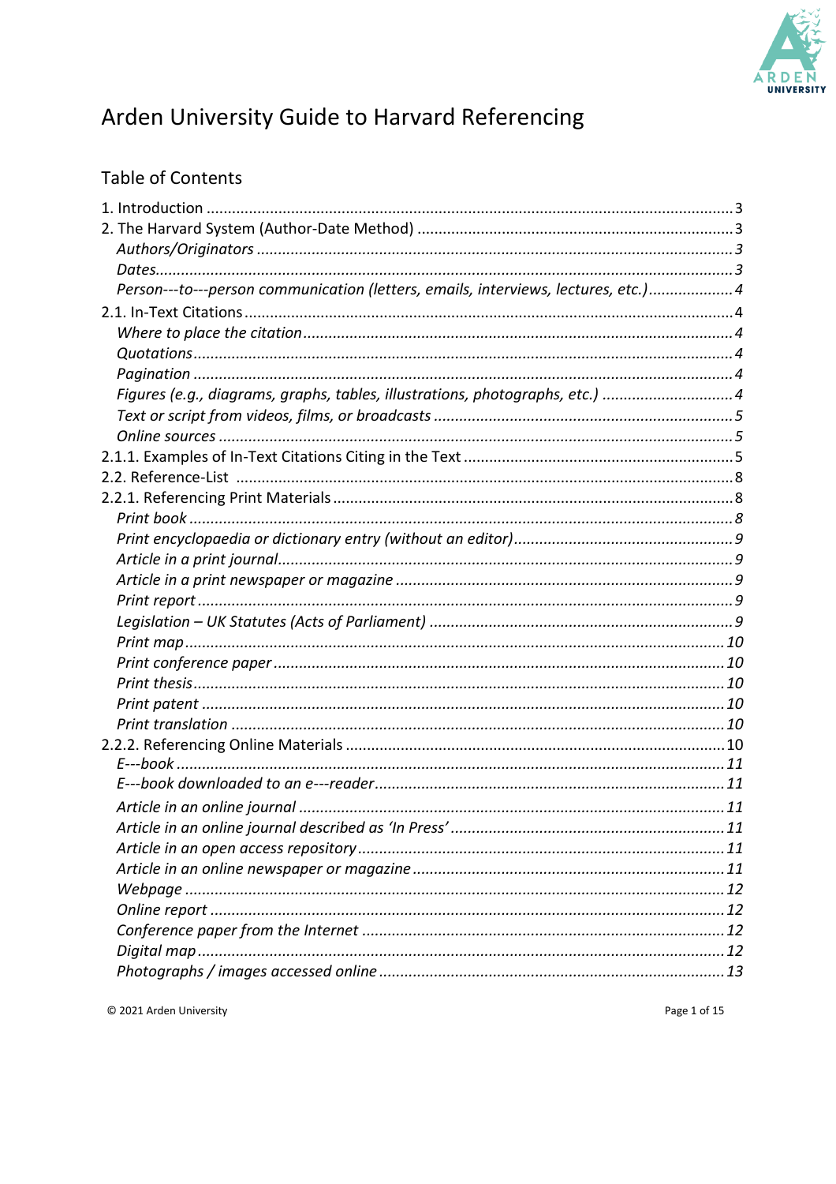# Arden University Guide to Harvard Referencing

## Table of Contents

1. Introduction .......... 3
2. The Harvard System (Author-Date Method) .......... 3
   - *Authors/Originators* .......... 3
   - *Dates* .......... 3
   - *Person---to---person communication (letters, emails, interviews, lectures, etc.)* .......... 4

2.1. In-Text Citations .......... 4
   - *Where to place the citation* .......... 4
   - *Quotations* .......... 4
   - *Pagination* .......... 4
   - *Figures (e.g., diagrams, graphs, tables, illustrations, photographs, etc.)* .......... 4
   - *Text or script from videos, films, or broadcasts* .......... 5
   - *Online sources* .......... 5

2.1.1. Examples of In-Text Citations Citing in the Text .......... 5

2.2. Reference-List .......... 8

2.2.1. Referencing Print Materials .......... 8
   - *Print book* .......... 8
   - *Print encyclopaedia or dictionary entry (without an editor)* .......... 9
   - *Article in a print journal* .......... 9
   - *Article in a print newspaper or magazine* .......... 9
   - *Print report* .......... 9
   - *Legislation – UK Statutes (Acts of Parliament)* .......... 9
   - *Print map* .......... 10
   - *Print conference paper* .......... 10
   - *Print thesis* .......... 10
   - *Print patent* .......... 10
   - *Print translation* .......... 10

2.2.2. Referencing Online Materials .......... 10
   - *E---book* .......... 11
   - *E---book downloaded to an e---reader* .......... 11
   - *Article in an online journal* .......... 11
   - *Article in an online journal described as 'In Press'* .......... 11
   - *Article in an open access repository* .......... 11
   - *Article in an online newspaper or magazine* .......... 11
   - *Webpage* .......... 12
   - *Online report* .......... 12
   - *Conference paper from the Internet* .......... 12
   - *Digital map* .......... 12
   - *Photographs / images accessed online* .......... 13

© 2021 Arden University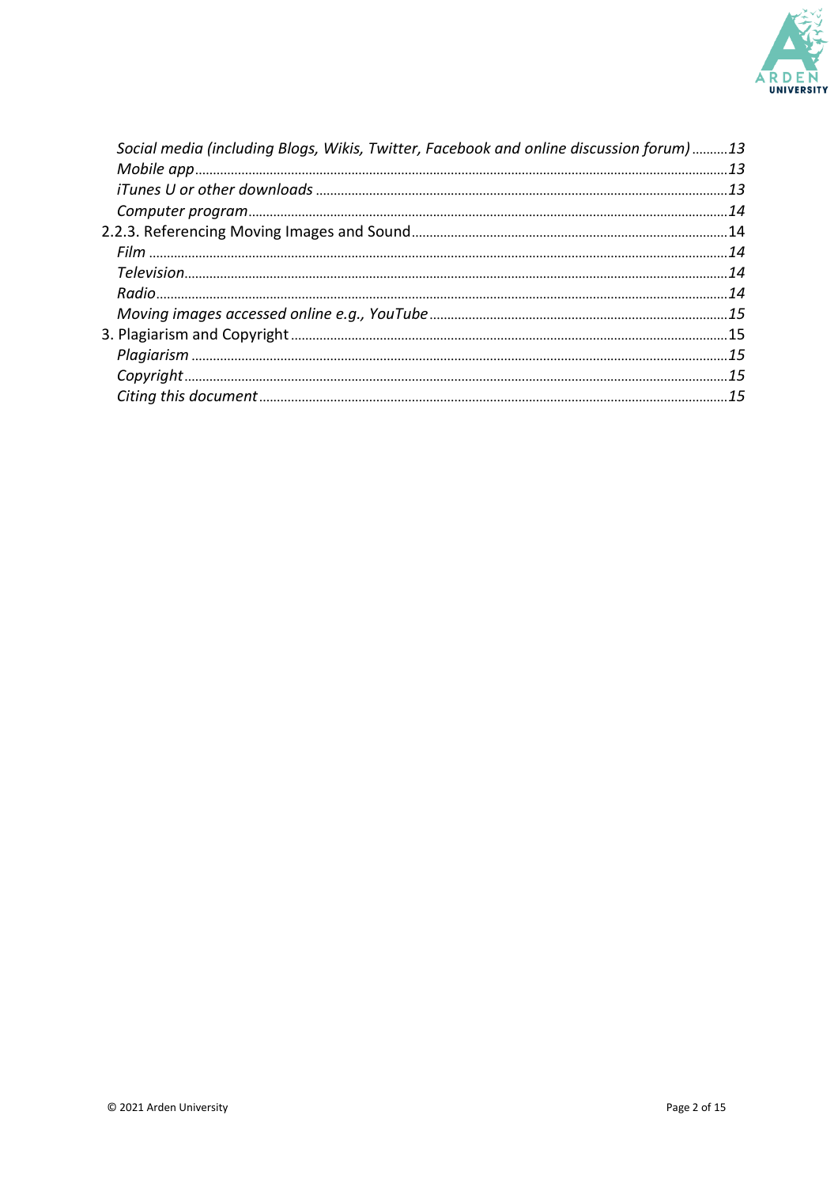*Social media (including Blogs, Wikis, Twitter, Facebook and online discussion forum)* ..........13
*Mobile app* ..........13
*iTunes U or other downloads* ..........13
*Computer program* ..........14
2.2.3. Referencing Moving Images and Sound ..........14
*Film* ..........14
*Television* ..........14
*Radio* ..........14
*Moving images accessed online e.g., YouTube* ..........15
3. Plagiarism and Copyright ..........15
*Plagiarism* ..........15
*Copyright* ..........15
*Citing this document* ..........15

© 2021 Arden University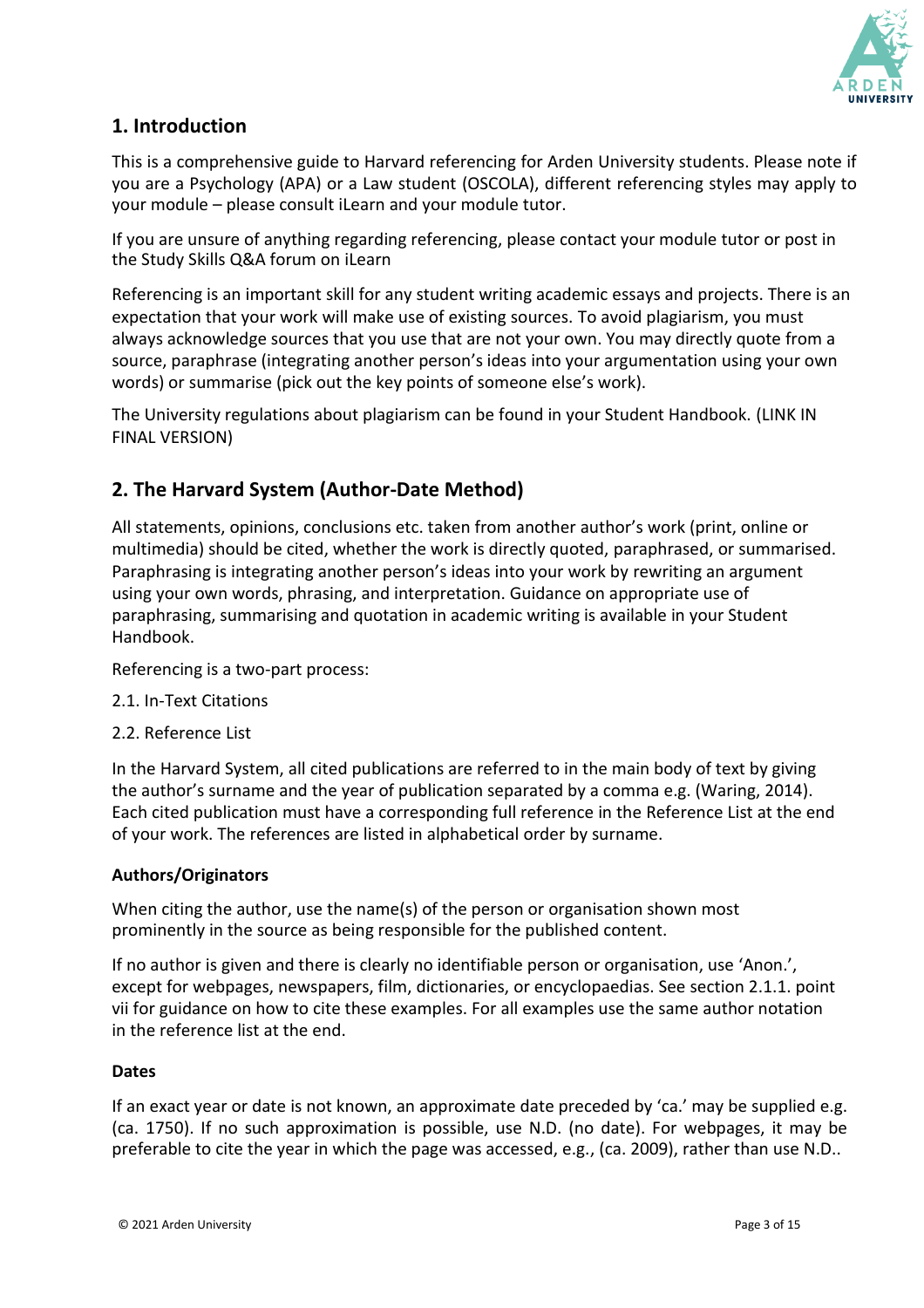## 1. Introduction

This is a comprehensive guide to Harvard referencing for Arden University students. Please note if you are a Psychology (APA) or a Law student (OSCOLA), different referencing styles may apply to your module – please consult iLearn and your module tutor.

If you are unsure of anything regarding referencing, please contact your module tutor or post in the Study Skills Q&A forum on iLearn

Referencing is an important skill for any student writing academic essays and projects. There is an expectation that your work will make use of existing sources. To avoid plagiarism, you must always acknowledge sources that you use that are not your own. You may directly quote from a source, paraphrase (integrating another person's ideas into your argumentation using your own words) or summarise (pick out the key points of someone else's work).

The University regulations about plagiarism can be found in your Student Handbook. (LINK IN FINAL VERSION)

## 2. The Harvard System (Author-Date Method)

All statements, opinions, conclusions etc. taken from another author's work (print, online or multimedia) should be cited, whether the work is directly quoted, paraphrased, or summarised. Paraphrasing is integrating another person's ideas into your work by rewriting an argument using your own words, phrasing, and interpretation. Guidance on appropriate use of paraphrasing, summarising and quotation in academic writing is available in your Student Handbook.

Referencing is a two-part process:

2.1. In-Text Citations

2.2. Reference List

In the Harvard System, all cited publications are referred to in the main body of text by giving the author's surname and the year of publication separated by a comma e.g. (Waring, 2014). Each cited publication must have a corresponding full reference in the Reference List at the end of your work. The references are listed in alphabetical order by surname.

**Authors/Originators**

When citing the author, use the name(s) of the person or organisation shown most prominently in the source as being responsible for the published content.

If no author is given and there is clearly no identifiable person or organisation, use 'Anon.', except for webpages, newspapers, film, dictionaries, or encyclopaedias. See section 2.1.1. point vii for guidance on how to cite these examples. For all examples use the same author notation in the reference list at the end.

**Dates**

If an exact year or date is not known, an approximate date preceded by 'ca.' may be supplied e.g. (ca. 1750). If no such approximation is possible, use N.D. (no date). For webpages, it may be preferable to cite the year in which the page was accessed, e.g., (ca. 2009), rather than use N.D..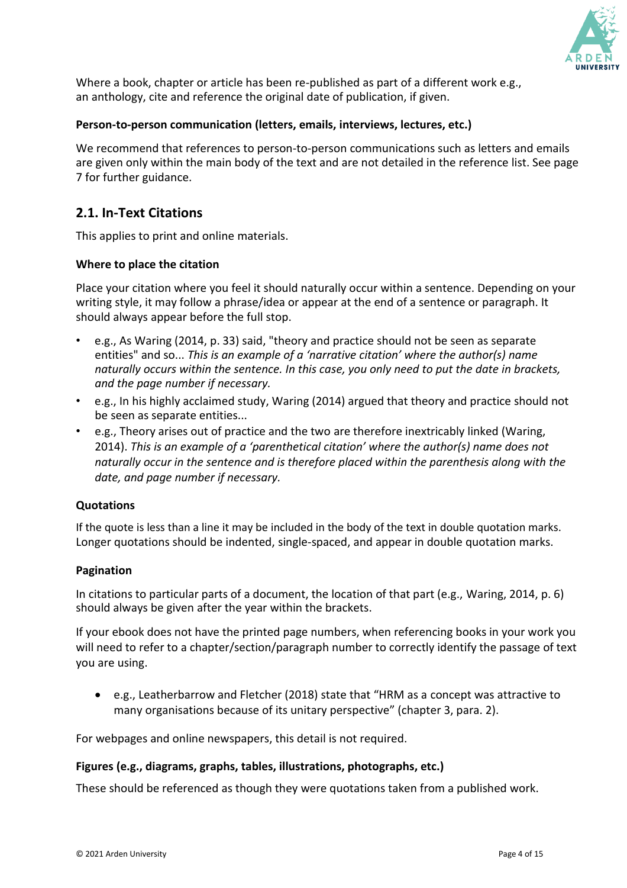Where a book, chapter or article has been re-published as part of a different work e.g., an anthology, cite and reference the original date of publication, if given.

**Person-to-person communication (letters, emails, interviews, lectures, etc.)**

We recommend that references to person-to-person communications such as letters and emails are given only within the main body of the text and are not detailed in the reference list. See page 7 for further guidance.

## 2.1. In-Text Citations

This applies to print and online materials.

**Where to place the citation**

Place your citation where you feel it should naturally occur within a sentence. Depending on your writing style, it may follow a phrase/idea or appear at the end of a sentence or paragraph. It should always appear before the full stop.

- e.g., As Waring (2014, p. 33) said, "theory and practice should not be seen as separate entities" and so... *This is an example of a 'narrative citation' where the author(s) name naturally occurs within the sentence. In this case, you only need to put the date in brackets, and the page number if necessary.*
- e.g., In his highly acclaimed study, Waring (2014) argued that theory and practice should not be seen as separate entities...
- e.g., Theory arises out of practice and the two are therefore inextricably linked (Waring, 2014). *This is an example of a 'parenthetical citation' where the author(s) name does not naturally occur in the sentence and is therefore placed within the parenthesis along with the date, and page number if necessary.*

**Quotations**

If the quote is less than a line it may be included in the body of the text in double quotation marks. Longer quotations should be indented, single-spaced, and appear in double quotation marks.

**Pagination**

In citations to particular parts of a document, the location of that part (e.g., Waring, 2014, p. 6) should always be given after the year within the brackets.

If your ebook does not have the printed page numbers, when referencing books in your work you will need to refer to a chapter/section/paragraph number to correctly identify the passage of text you are using.

- e.g., Leatherbarrow and Fletcher (2018) state that "HRM as a concept was attractive to many organisations because of its unitary perspective" (chapter 3, para. 2).

For webpages and online newspapers, this detail is not required.

**Figures (e.g., diagrams, graphs, tables, illustrations, photographs, etc.)**

These should be referenced as though they were quotations taken from a published work.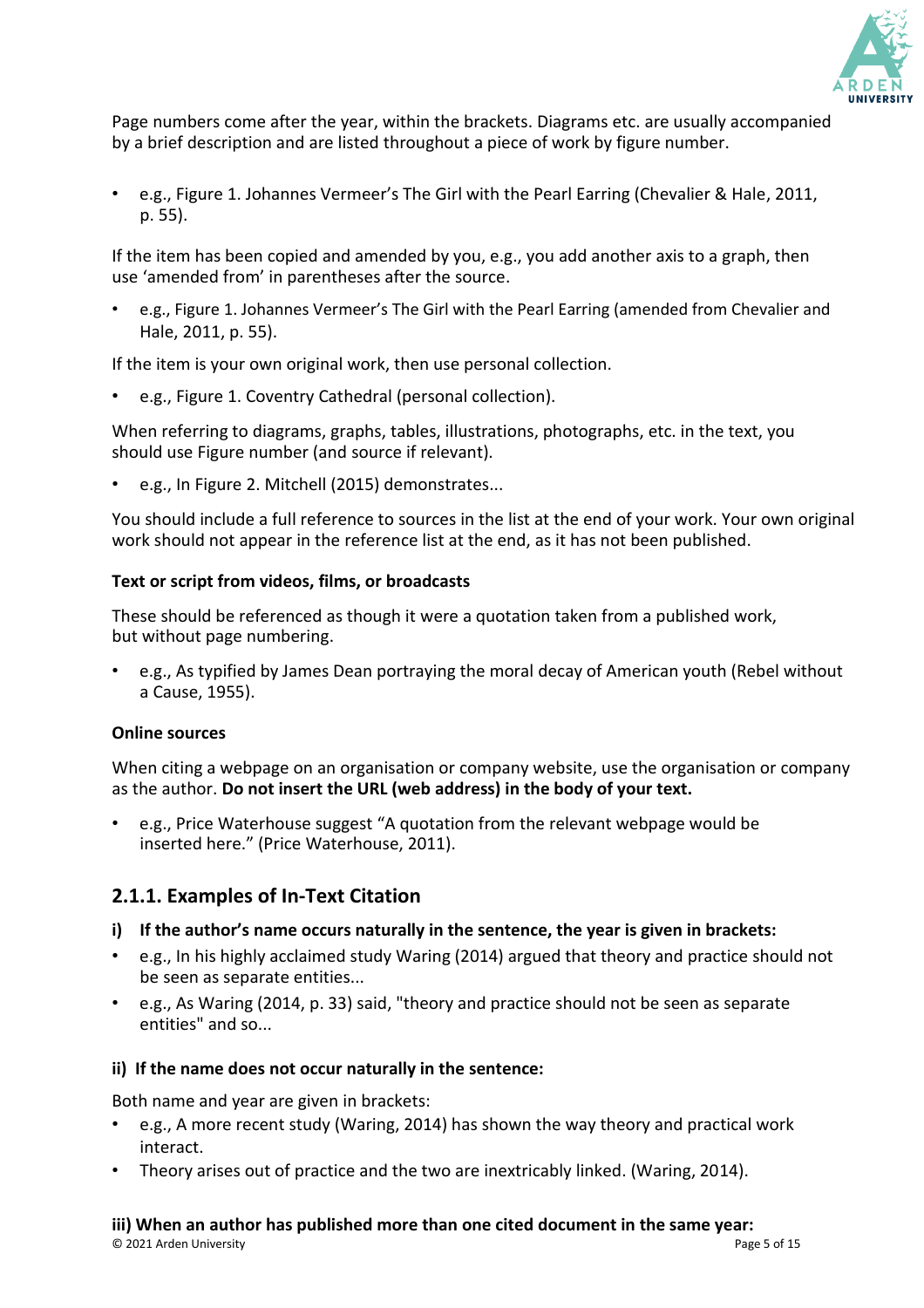Page numbers come after the year, within the brackets. Diagrams etc. are usually accompanied by a brief description and are listed throughout a piece of work by figure number.

- e.g., Figure 1. Johannes Vermeer's The Girl with the Pearl Earring (Chevalier & Hale, 2011, p. 55).

If the item has been copied and amended by you, e.g., you add another axis to a graph, then use 'amended from' in parentheses after the source.

- e.g., Figure 1. Johannes Vermeer's The Girl with the Pearl Earring (amended from Chevalier and Hale, 2011, p. 55).

If the item is your own original work, then use personal collection.

- e.g., Figure 1. Coventry Cathedral (personal collection).

When referring to diagrams, graphs, tables, illustrations, photographs, etc. in the text, you should use Figure number (and source if relevant).

- e.g., In Figure 2. Mitchell (2015) demonstrates...

You should include a full reference to sources in the list at the end of your work. Your own original work should not appear in the reference list at the end, as it has not been published.

**Text or script from videos, films, or broadcasts**

These should be referenced as though it were a quotation taken from a published work, but without page numbering.

- e.g., As typified by James Dean portraying the moral decay of American youth (Rebel without a Cause, 1955).

**Online sources**

When citing a webpage on an organisation or company website, use the organisation or company as the author. **Do not insert the URL (web address) in the body of your text.**

- e.g., Price Waterhouse suggest "A quotation from the relevant webpage would be inserted here." (Price Waterhouse, 2011).

## 2.1.1. Examples of In-Text Citation

**i) If the author's name occurs naturally in the sentence, the year is given in brackets:**

- e.g., In his highly acclaimed study Waring (2014) argued that theory and practice should not be seen as separate entities...
- e.g., As Waring (2014, p. 33) said, "theory and practice should not be seen as separate entities" and so...

**ii) If the name does not occur naturally in the sentence:**

Both name and year are given in brackets:

- e.g., A more recent study (Waring, 2014) has shown the way theory and practical work interact.
- Theory arises out of practice and the two are inextricably linked. (Waring, 2014).

**iii) When an author has published more than one cited document in the same year:**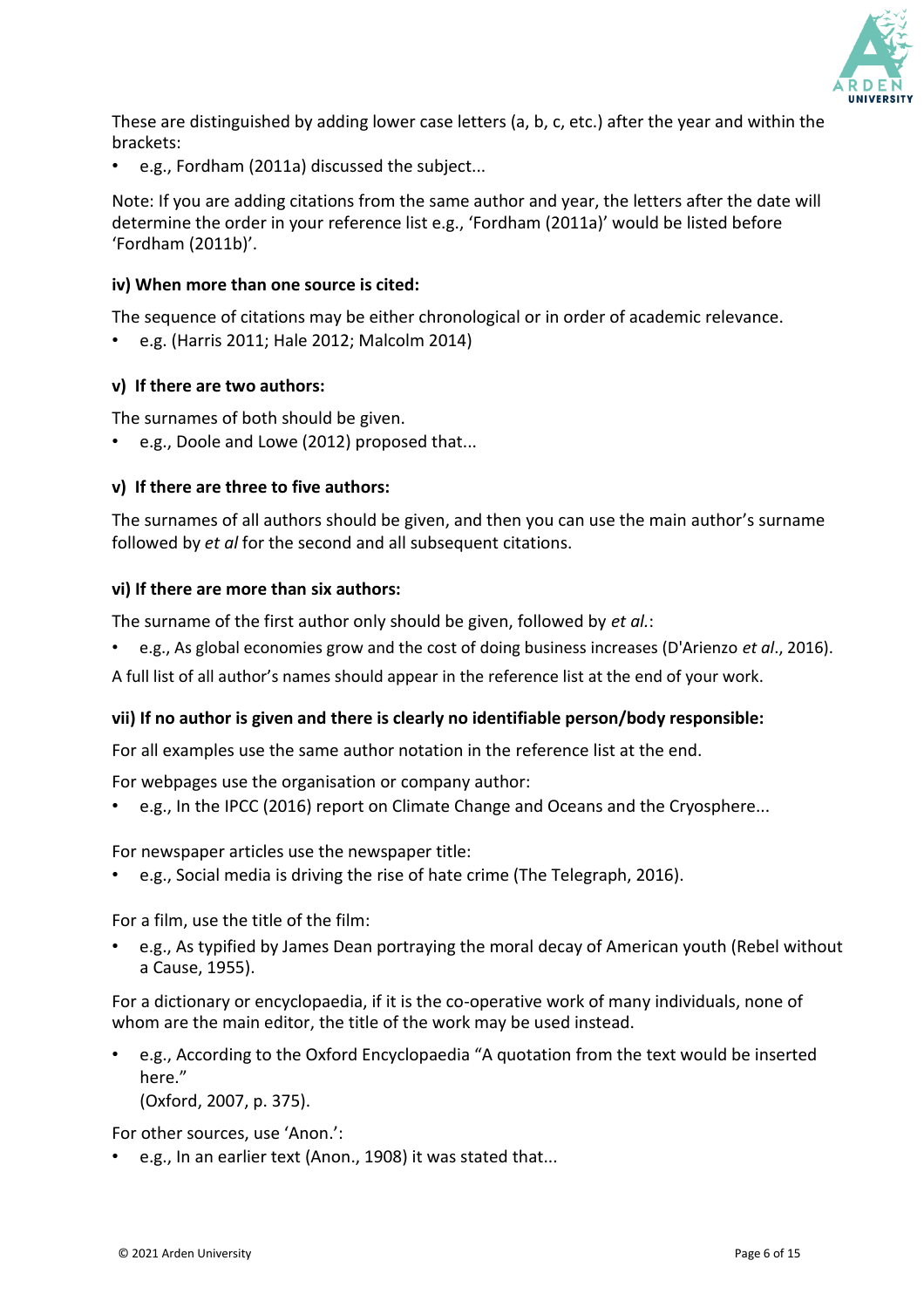These are distinguished by adding lower case letters (a, b, c, etc.) after the year and within the brackets:

- e.g., Fordham (2011a) discussed the subject...

Note: If you are adding citations from the same author and year, the letters after the date will determine the order in your reference list e.g., 'Fordham (2011a)' would be listed before 'Fordham (2011b)'.

**iv) When more than one source is cited:**

The sequence of citations may be either chronological or in order of academic relevance.

- e.g. (Harris 2011; Hale 2012; Malcolm 2014)

**v) If there are two authors:**

The surnames of both should be given.

- e.g., Doole and Lowe (2012) proposed that...

**v) If there are three to five authors:**

The surnames of all authors should be given, and then you can use the main author's surname followed by *et al* for the second and all subsequent citations.

**vi) If there are more than six authors:**

The surname of the first author only should be given, followed by *et al.*:

- e.g., As global economies grow and the cost of doing business increases (D'Arienzo *et al*., 2016).

A full list of all author's names should appear in the reference list at the end of your work.

**vii) If no author is given and there is clearly no identifiable person/body responsible:**

For all examples use the same author notation in the reference list at the end.

For webpages use the organisation or company author:

- e.g., In the IPCC (2016) report on Climate Change and Oceans and the Cryosphere...

For newspaper articles use the newspaper title:

- e.g., Social media is driving the rise of hate crime (The Telegraph, 2016).

For a film, use the title of the film:

- e.g., As typified by James Dean portraying the moral decay of American youth (Rebel without a Cause, 1955).

For a dictionary or encyclopaedia, if it is the co-operative work of many individuals, none of whom are the main editor, the title of the work may be used instead.

- e.g., According to the Oxford Encyclopaedia "A quotation from the text would be inserted here."
  (Oxford, 2007, p. 375).

For other sources, use 'Anon.':

- e.g., In an earlier text (Anon., 1908) it was stated that...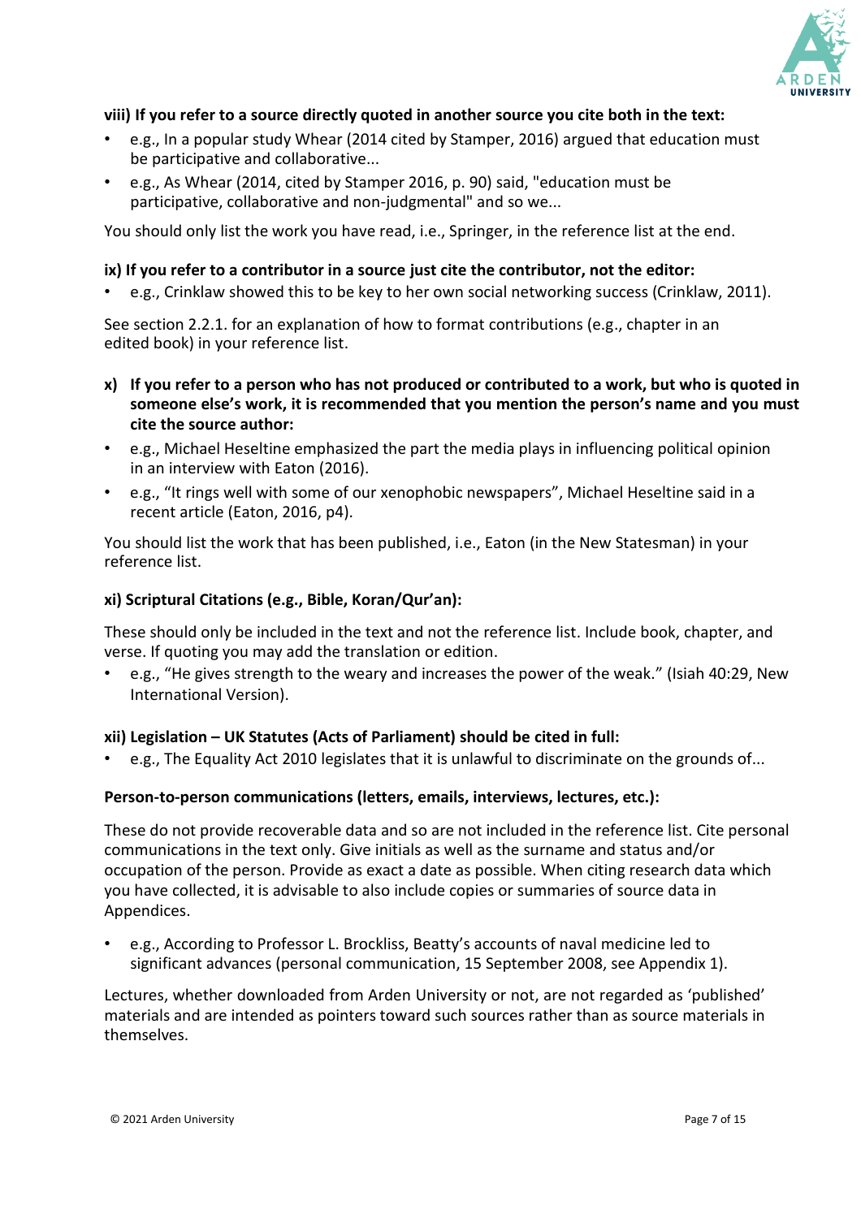**viii) If you refer to a source directly quoted in another source you cite both in the text:**

- e.g., In a popular study Whear (2014 cited by Stamper, 2016) argued that education must be participative and collaborative...
- e.g., As Whear (2014, cited by Stamper 2016, p. 90) said, "education must be participative, collaborative and non-judgmental" and so we...

You should only list the work you have read, i.e., Springer, in the reference list at the end.

**ix) If you refer to a contributor in a source just cite the contributor, not the editor:**

- e.g., Crinklaw showed this to be key to her own social networking success (Crinklaw, 2011).

See section 2.2.1. for an explanation of how to format contributions (e.g., chapter in an edited book) in your reference list.

**x) If you refer to a person who has not produced or contributed to a work, but who is quoted in someone else's work, it is recommended that you mention the person's name and you must cite the source author:**

- e.g., Michael Heseltine emphasized the part the media plays in influencing political opinion in an interview with Eaton (2016).
- e.g., "It rings well with some of our xenophobic newspapers", Michael Heseltine said in a recent article (Eaton, 2016, p4).

You should list the work that has been published, i.e., Eaton (in the New Statesman) in your reference list.

**xi) Scriptural Citations (e.g., Bible, Koran/Qur'an):**

These should only be included in the text and not the reference list. Include book, chapter, and verse. If quoting you may add the translation or edition.

- e.g., "He gives strength to the weary and increases the power of the weak." (Isiah 40:29, New International Version).

**xii) Legislation – UK Statutes (Acts of Parliament) should be cited in full:**

- e.g., The Equality Act 2010 legislates that it is unlawful to discriminate on the grounds of...

**Person-to-person communications (letters, emails, interviews, lectures, etc.):**

These do not provide recoverable data and so are not included in the reference list. Cite personal communications in the text only. Give initials as well as the surname and status and/or occupation of the person. Provide as exact a date as possible. When citing research data which you have collected, it is advisable to also include copies or summaries of source data in Appendices.

- e.g., According to Professor L. Brockliss, Beatty's accounts of naval medicine led to significant advances (personal communication, 15 September 2008, see Appendix 1).

Lectures, whether downloaded from Arden University or not, are not regarded as 'published' materials and are intended as pointers toward such sources rather than as source materials in themselves.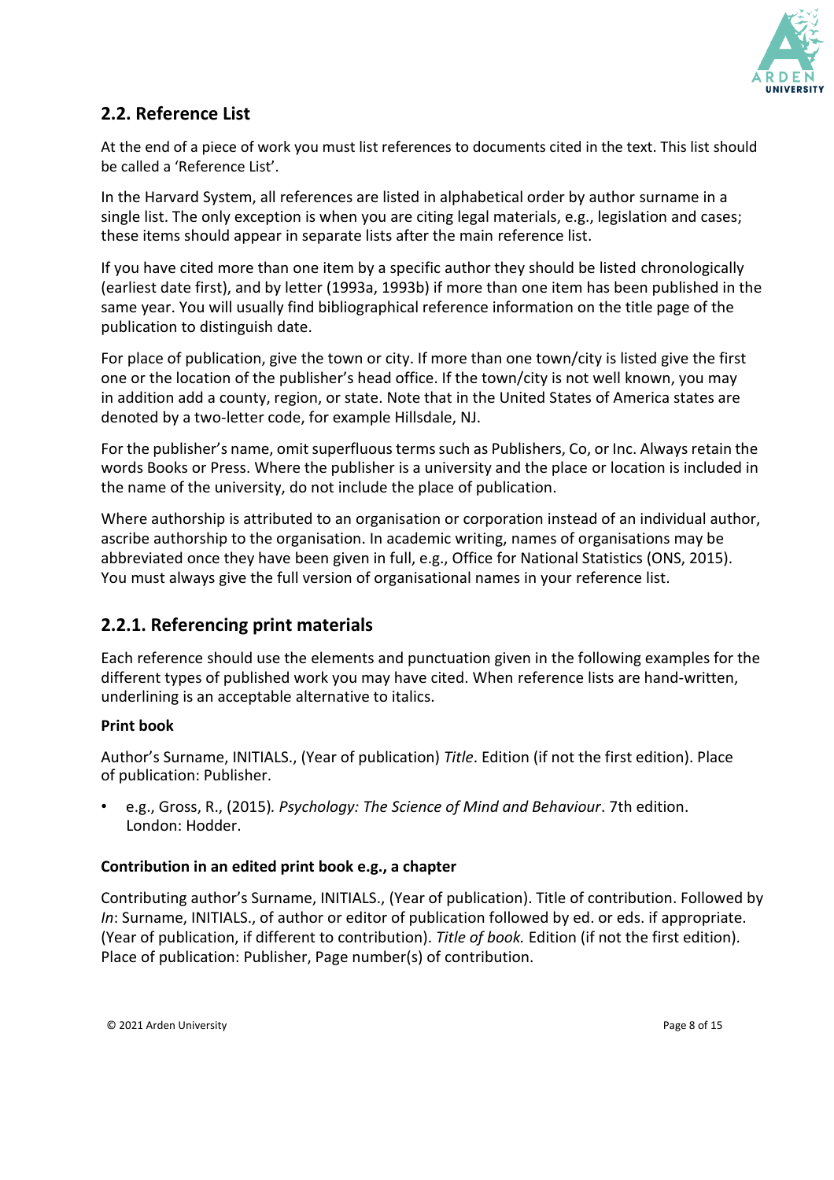## 2.2. Reference List

At the end of a piece of work you must list references to documents cited in the text. This list should be called a 'Reference List'.

In the Harvard System, all references are listed in alphabetical order by author surname in a single list. The only exception is when you are citing legal materials, e.g., legislation and cases; these items should appear in separate lists after the main reference list.

If you have cited more than one item by a specific author they should be listed chronologically (earliest date first), and by letter (1993a, 1993b) if more than one item has been published in the same year. You will usually find bibliographical reference information on the title page of the publication to distinguish date.

For place of publication, give the town or city. If more than one town/city is listed give the first one or the location of the publisher's head office. If the town/city is not well known, you may in addition add a county, region, or state. Note that in the United States of America states are denoted by a two-letter code, for example Hillsdale, NJ.

For the publisher's name, omit superfluous terms such as Publishers, Co, or Inc. Always retain the words Books or Press. Where the publisher is a university and the place or location is included in the name of the university, do not include the place of publication.

Where authorship is attributed to an organisation or corporation instead of an individual author, ascribe authorship to the organisation. In academic writing, names of organisations may be abbreviated once they have been given in full, e.g., Office for National Statistics (ONS, 2015). You must always give the full version of organisational names in your reference list.

### 2.2.1. Referencing print materials

Each reference should use the elements and punctuation given in the following examples for the different types of published work you may have cited. When reference lists are hand-written, underlining is an acceptable alternative to italics.

**Print book**

Author's Surname, INITIALS., (Year of publication) *Title*. Edition (if not the first edition). Place of publication: Publisher.

- e.g., Gross, R., (2015). *Psychology: The Science of Mind and Behaviour*. 7th edition. London: Hodder.

**Contribution in an edited print book e.g., a chapter**

Contributing author's Surname, INITIALS., (Year of publication). Title of contribution. Followed by *In*: Surname, INITIALS., of author or editor of publication followed by ed. or eds. if appropriate. (Year of publication, if different to contribution). *Title of book.* Edition (if not the first edition). Place of publication: Publisher, Page number(s) of contribution.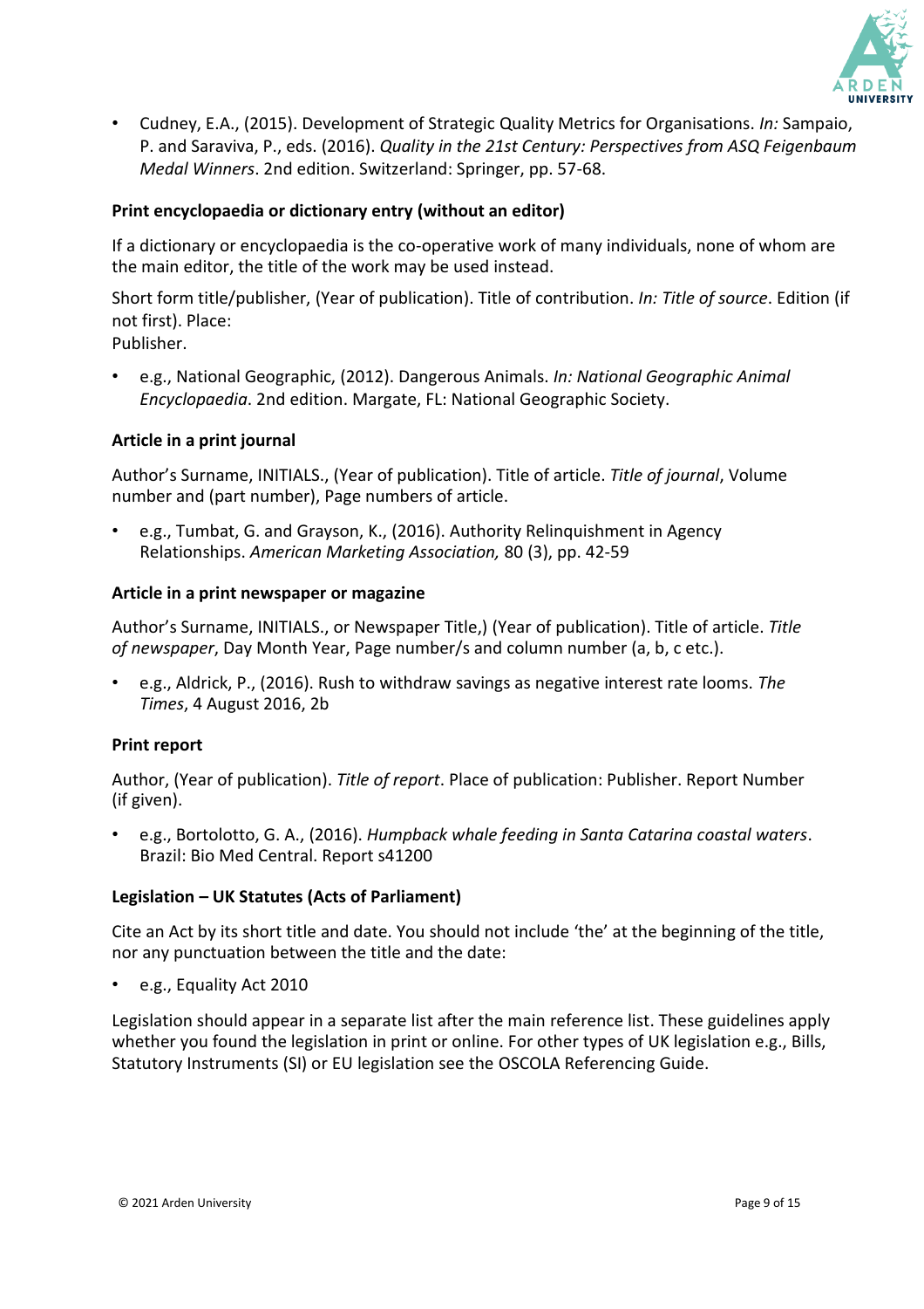- Cudney, E.A., (2015). Development of Strategic Quality Metrics for Organisations. *In:* Sampaio, P. and Saraviva, P., eds. (2016). *Quality in the 21st Century: Perspectives from ASQ Feigenbaum Medal Winners*. 2nd edition. Switzerland: Springer, pp. 57-68.

**Print encyclopaedia or dictionary entry (without an editor)**

If a dictionary or encyclopaedia is the co-operative work of many individuals, none of whom are the main editor, the title of the work may be used instead.

Short form title/publisher, (Year of publication). Title of contribution. *In: Title of source*. Edition (if not first). Place:
Publisher.

- e.g., National Geographic, (2012). Dangerous Animals. *In: National Geographic Animal Encyclopaedia*. 2nd edition. Margate, FL: National Geographic Society.

**Article in a print journal**

Author's Surname, INITIALS., (Year of publication). Title of article. *Title of journal*, Volume number and (part number), Page numbers of article.

- e.g., Tumbat, G. and Grayson, K., (2016). Authority Relinquishment in Agency Relationships. *American Marketing Association,* 80 (3), pp. 42-59

**Article in a print newspaper or magazine**

Author's Surname, INITIALS., or Newspaper Title,) (Year of publication). Title of article. *Title of newspaper*, Day Month Year, Page number/s and column number (a, b, c etc.).

- e.g., Aldrick, P., (2016). Rush to withdraw savings as negative interest rate looms. *The Times*, 4 August 2016, 2b

**Print report**

Author, (Year of publication). *Title of report*. Place of publication: Publisher. Report Number (if given).

- e.g., Bortolotto, G. A., (2016). *Humpback whale feeding in Santa Catarina coastal waters*. Brazil: Bio Med Central. Report s41200

**Legislation – UK Statutes (Acts of Parliament)**

Cite an Act by its short title and date. You should not include 'the' at the beginning of the title, nor any punctuation between the title and the date:

- e.g., Equality Act 2010

Legislation should appear in a separate list after the main reference list. These guidelines apply whether you found the legislation in print or online. For other types of UK legislation e.g., Bills, Statutory Instruments (SI) or EU legislation see the OSCOLA Referencing Guide.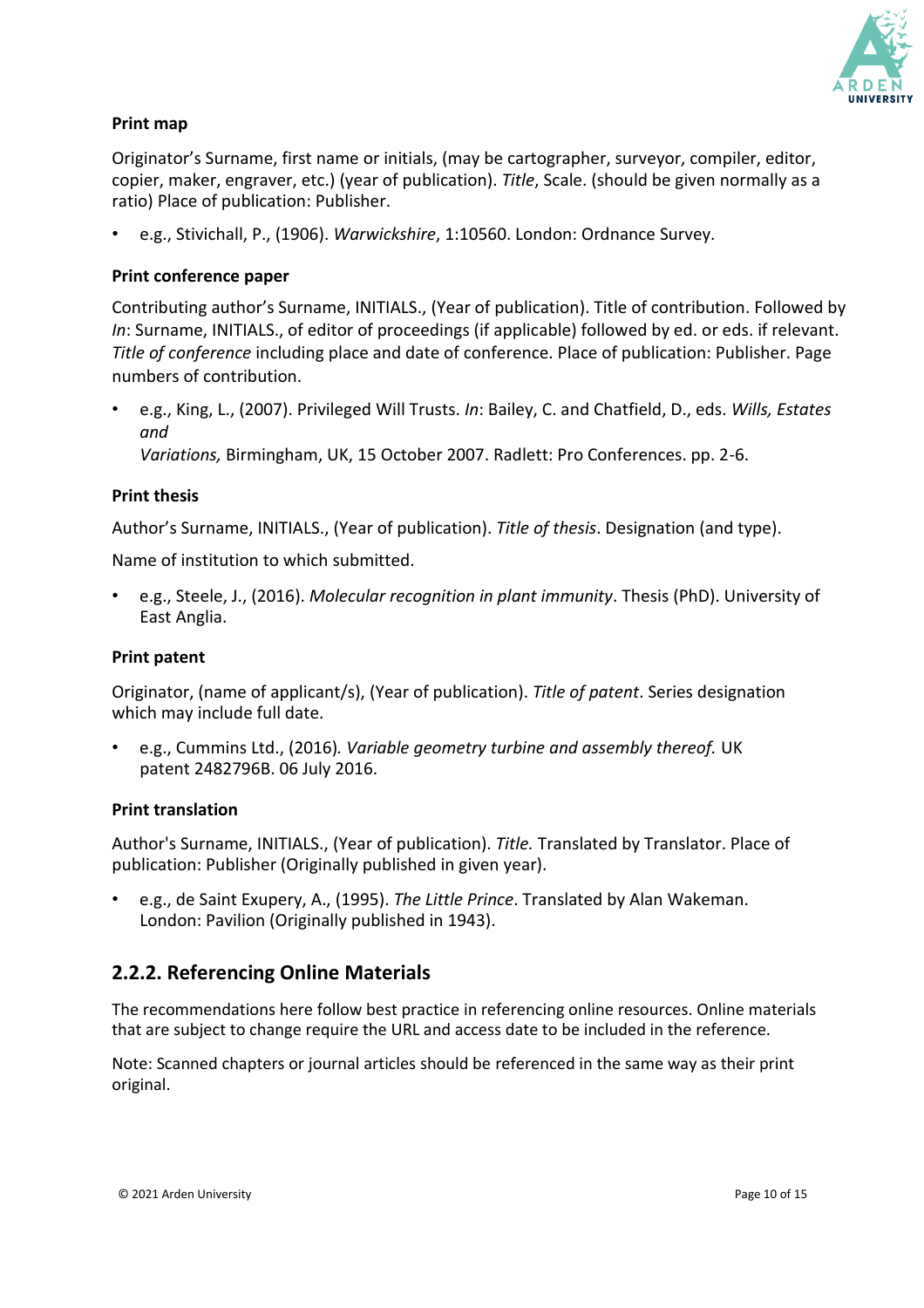**Print map**

Originator's Surname, first name or initials, (may be cartographer, surveyor, compiler, editor, copier, maker, engraver, etc.) (year of publication). *Title*, Scale. (should be given normally as a ratio) Place of publication: Publisher.

- e.g., Stivichall, P., (1906). *Warwickshire*, 1:10560. London: Ordnance Survey.

**Print conference paper**

Contributing author's Surname, INITIALS., (Year of publication). Title of contribution. Followed by *In*: Surname, INITIALS., of editor of proceedings (if applicable) followed by ed. or eds. if relevant. *Title of conference* including place and date of conference. Place of publication: Publisher. Page numbers of contribution.

- e.g., King, L., (2007). Privileged Will Trusts. *In*: Bailey, C. and Chatfield, D., eds. *Wills, Estates and Variations,* Birmingham, UK, 15 October 2007. Radlett: Pro Conferences. pp. 2-6.

**Print thesis**

Author's Surname, INITIALS., (Year of publication). *Title of thesis*. Designation (and type).

Name of institution to which submitted.

- e.g., Steele, J., (2016). *Molecular recognition in plant immunity*. Thesis (PhD). University of East Anglia.

**Print patent**

Originator, (name of applicant/s), (Year of publication). *Title of patent*. Series designation which may include full date.

- e.g., Cummins Ltd., (2016)*. Variable geometry turbine and assembly thereof.* UK patent 2482796B. 06 July 2016.

**Print translation**

Author's Surname, INITIALS., (Year of publication). *Title.* Translated by Translator. Place of publication: Publisher (Originally published in given year).

- e.g., de Saint Exupery, A., (1995). *The Little Prince*. Translated by Alan Wakeman. London: Pavilion (Originally published in 1943).

## 2.2.2. Referencing Online Materials

The recommendations here follow best practice in referencing online resources. Online materials that are subject to change require the URL and access date to be included in the reference.

Note: Scanned chapters or journal articles should be referenced in the same way as their print original.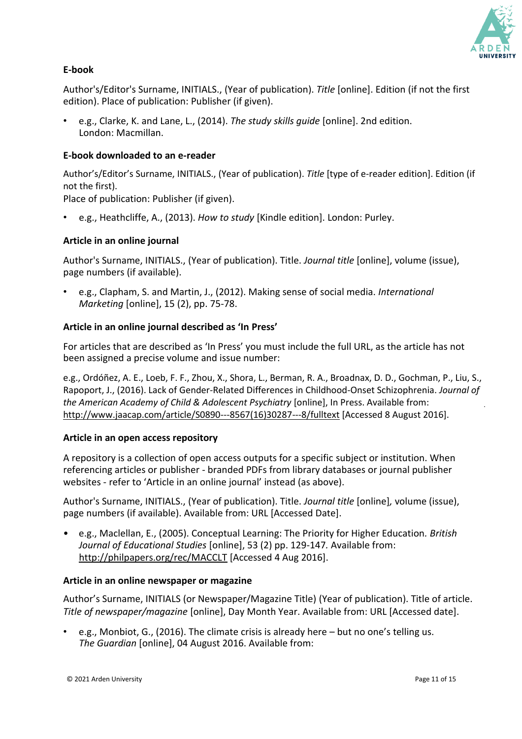**E-book**

Author's/Editor's Surname, INITIALS., (Year of publication). *Title* [online]. Edition (if not the first edition). Place of publication: Publisher (if given).

- e.g., Clarke, K. and Lane, L., (2014). *The study skills guide* [online]. 2nd edition. London: Macmillan.

**E-book downloaded to an e-reader**

Author's/Editor's Surname, INITIALS., (Year of publication). *Title* [type of e-reader edition]. Edition (if not the first).
Place of publication: Publisher (if given).

- e.g., Heathcliffe, A., (2013). *How to study* [Kindle edition]. London: Purley.

**Article in an online journal**

Author's Surname, INITIALS., (Year of publication). Title. *Journal title* [online], volume (issue), page numbers (if available).

- e.g., Clapham, S. and Martin, J., (2012). Making sense of social media. *International Marketing* [online], 15 (2), pp. 75-78.

**Article in an online journal described as 'In Press'**

For articles that are described as 'In Press' you must include the full URL, as the article has not been assigned a precise volume and issue number:

e.g., Ordóñez, A. E., Loeb, F. F., Zhou, X., Shora, L., Berman, R. A., Broadnax, D. D., Gochman, P., Liu, S., Rapoport, J., (2016). Lack of Gender-Related Differences in Childhood-Onset Schizophrenia. *Journal of the American Academy of Child & Adolescent Psychiatry* [online], In Press. Available from: http://www.jaacap.com/article/S0890---8567(16)30287---8/fulltext [Accessed 8 August 2016].

**Article in an open access repository**

A repository is a collection of open access outputs for a specific subject or institution. When referencing articles or publisher - branded PDFs from library databases or journal publisher websites - refer to 'Article in an online journal' instead (as above).

Author's Surname, INITIALS., (Year of publication). Title. *Journal title* [online], volume (issue), page numbers (if available). Available from: URL [Accessed Date].

- e.g., Maclellan, E., (2005). Conceptual Learning: The Priority for Higher Education. *British Journal of Educational Studies* [online], 53 (2) pp. 129-147. Available from: http://philpapers.org/rec/MACCLT [Accessed 4 Aug 2016].

**Article in an online newspaper or magazine**

Author's Surname, INITIALS (or Newspaper/Magazine Title) (Year of publication). Title of article. *Title of newspaper/magazine* [online], Day Month Year. Available from: URL [Accessed date].

- e.g., Monbiot, G., (2016). The climate crisis is already here – but no one's telling us. *The Guardian* [online], 04 August 2016. Available from: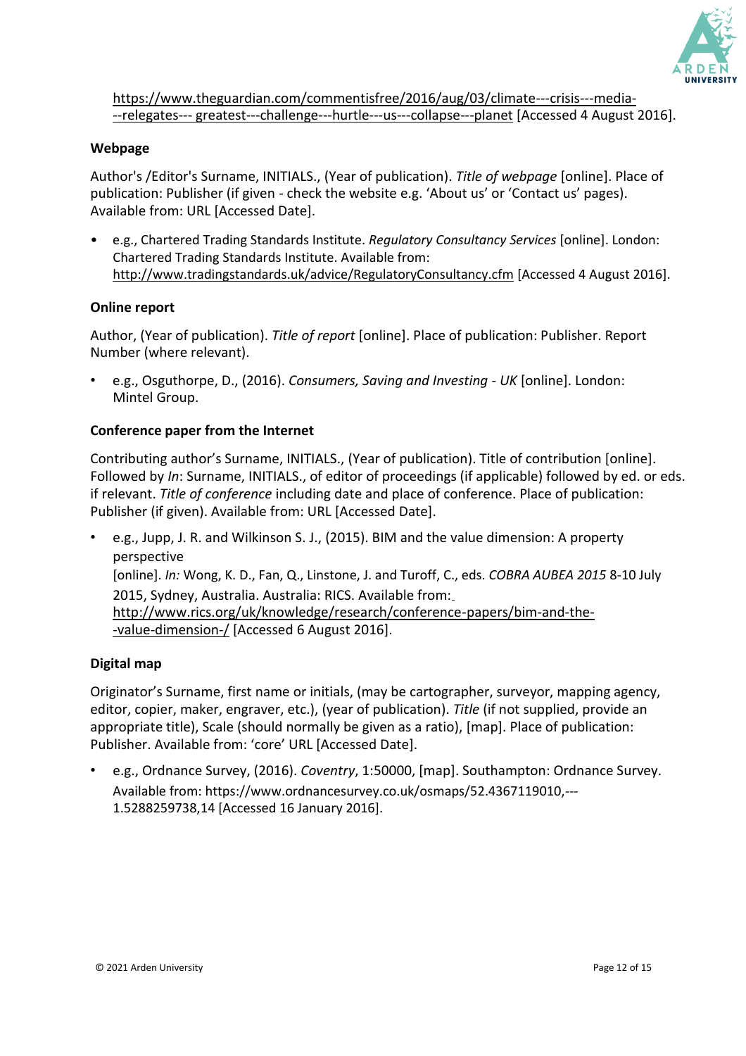https://www.theguardian.com/commentisfree/2016/aug/03/climate---crisis---media---relegates--- greatest---challenge---hurtle---us---collapse---planet [Accessed 4 August 2016].

**Webpage**

Author's /Editor's Surname, INITIALS., (Year of publication). *Title of webpage* [online]. Place of publication: Publisher (if given - check the website e.g. 'About us' or 'Contact us' pages). Available from: URL [Accessed Date].

- e.g., Chartered Trading Standards Institute. *Regulatory Consultancy Services* [online]. London: Chartered Trading Standards Institute. Available from: http://www.tradingstandards.uk/advice/RegulatoryConsultancy.cfm [Accessed 4 August 2016].

**Online report**

Author, (Year of publication). *Title of report* [online]. Place of publication: Publisher. Report Number (where relevant).

- e.g., Osguthorpe, D., (2016). *Consumers, Saving and Investing - UK* [online]. London: Mintel Group.

**Conference paper from the Internet**

Contributing author's Surname, INITIALS., (Year of publication). Title of contribution [online]. Followed by *In*: Surname, INITIALS., of editor of proceedings (if applicable) followed by ed. or eds. if relevant. *Title of conference* including date and place of conference. Place of publication: Publisher (if given). Available from: URL [Accessed Date].

- e.g., Jupp, J. R. and Wilkinson S. J., (2015). BIM and the value dimension: A property perspective [online]. *In:* Wong, K. D., Fan, Q., Linstone, J. and Turoff, C., eds. *COBRA AUBEA 2015* 8-10 July 2015, Sydney, Australia. Australia: RICS. Available from: http://www.rics.org/uk/knowledge/research/conference-papers/bim-and-the--value-dimension-/ [Accessed 6 August 2016].

**Digital map**

Originator's Surname, first name or initials, (may be cartographer, surveyor, mapping agency, editor, copier, maker, engraver, etc.), (year of publication). *Title* (if not supplied, provide an appropriate title), Scale (should normally be given as a ratio), [map]. Place of publication: Publisher. Available from: 'core' URL [Accessed Date].

- e.g., Ordnance Survey, (2016). *Coventry*, 1:50000, [map]. Southampton: Ordnance Survey. Available from: https://www.ordnancesurvey.co.uk/osmaps/52.4367119010,---1.5288259738,14 [Accessed 16 January 2016].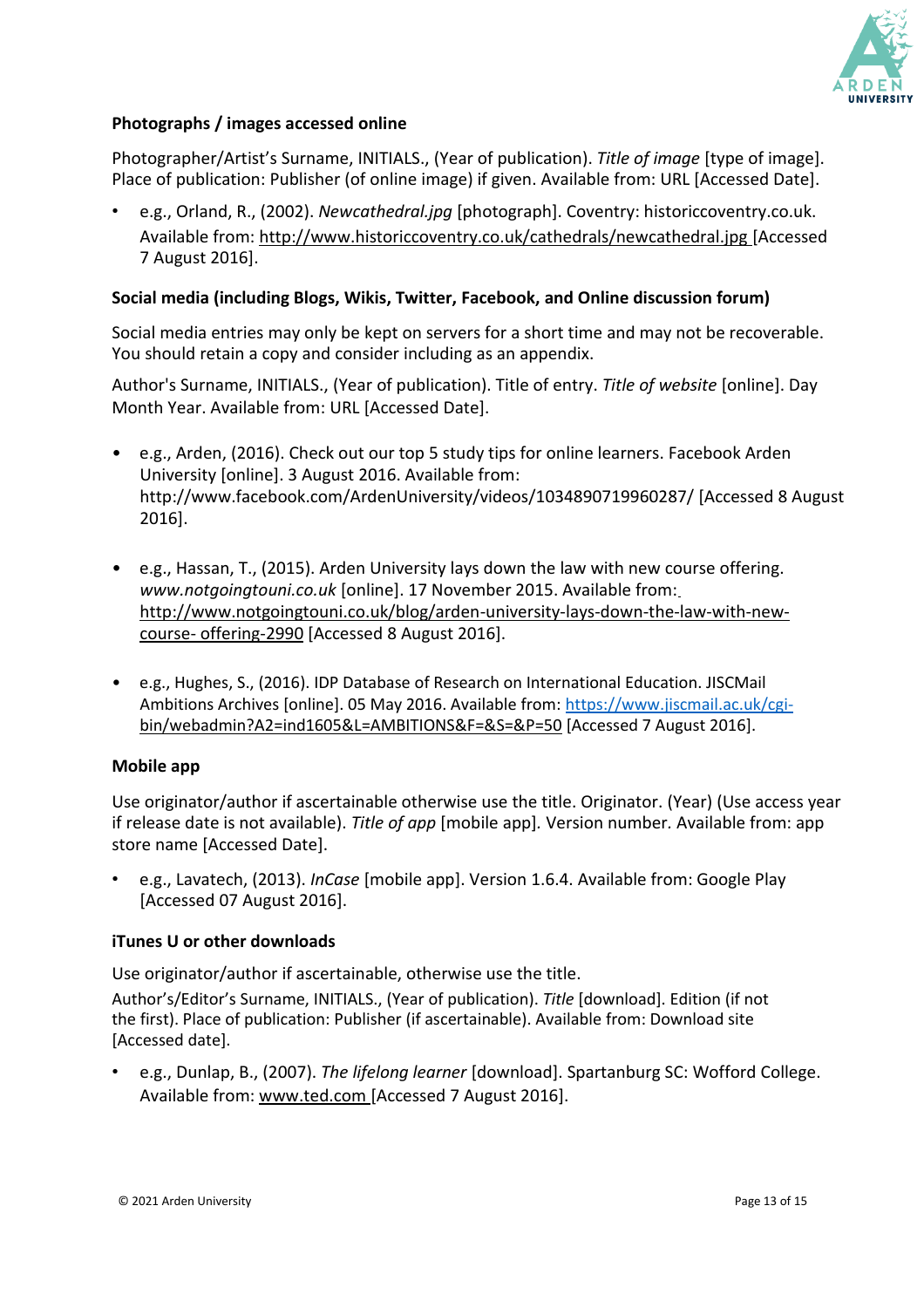**Photographs / images accessed online**

Photographer/Artist's Surname, INITIALS., (Year of publication). *Title of image* [type of image]. Place of publication: Publisher (of online image) if given. Available from: URL [Accessed Date].

- e.g., Orland, R., (2002). *Newcathedral.jpg* [photograph]. Coventry: historiccoventry.co.uk. Available from: http://www.historiccoventry.co.uk/cathedrals/newcathedral.jpg [Accessed 7 August 2016].

**Social media (including Blogs, Wikis, Twitter, Facebook, and Online discussion forum)**

Social media entries may only be kept on servers for a short time and may not be recoverable. You should retain a copy and consider including as an appendix.

Author's Surname, INITIALS., (Year of publication). Title of entry. *Title of website* [online]. Day Month Year. Available from: URL [Accessed Date].

- e.g., Arden, (2016). Check out our top 5 study tips for online learners. Facebook Arden University [online]. 3 August 2016. Available from: http://www.facebook.com/ArdenUniversity/videos/1034890719960287/ [Accessed 8 August 2016].

- e.g., Hassan, T., (2015). Arden University lays down the law with new course offering. *www.notgoingtouni.co.uk* [online]. 17 November 2015. Available from: http://www.notgoingtouni.co.uk/blog/arden-university-lays-down-the-law-with-new-course- offering-2990 [Accessed 8 August 2016].

- e.g., Hughes, S., (2016). IDP Database of Research on International Education. JISCMail Ambitions Archives [online]. 05 May 2016. Available from: https://www.jiscmail.ac.uk/cgi-bin/webadmin?A2=ind1605&L=AMBITIONS&F=&S=&P=50 [Accessed 7 August 2016].

**Mobile app**

Use originator/author if ascertainable otherwise use the title. Originator. (Year) (Use access year if release date is not available). *Title of app* [mobile app]. Version number. Available from: app store name [Accessed Date].

- e.g., Lavatech, (2013). *InCase* [mobile app]. Version 1.6.4. Available from: Google Play [Accessed 07 August 2016].

**iTunes U or other downloads**

Use originator/author if ascertainable, otherwise use the title.

Author's/Editor's Surname, INITIALS., (Year of publication). *Title* [download]. Edition (if not the first). Place of publication: Publisher (if ascertainable). Available from: Download site [Accessed date].

- e.g., Dunlap, B., (2007). *The lifelong learner* [download]. Spartanburg SC: Wofford College. Available from: www.ted.com [Accessed 7 August 2016].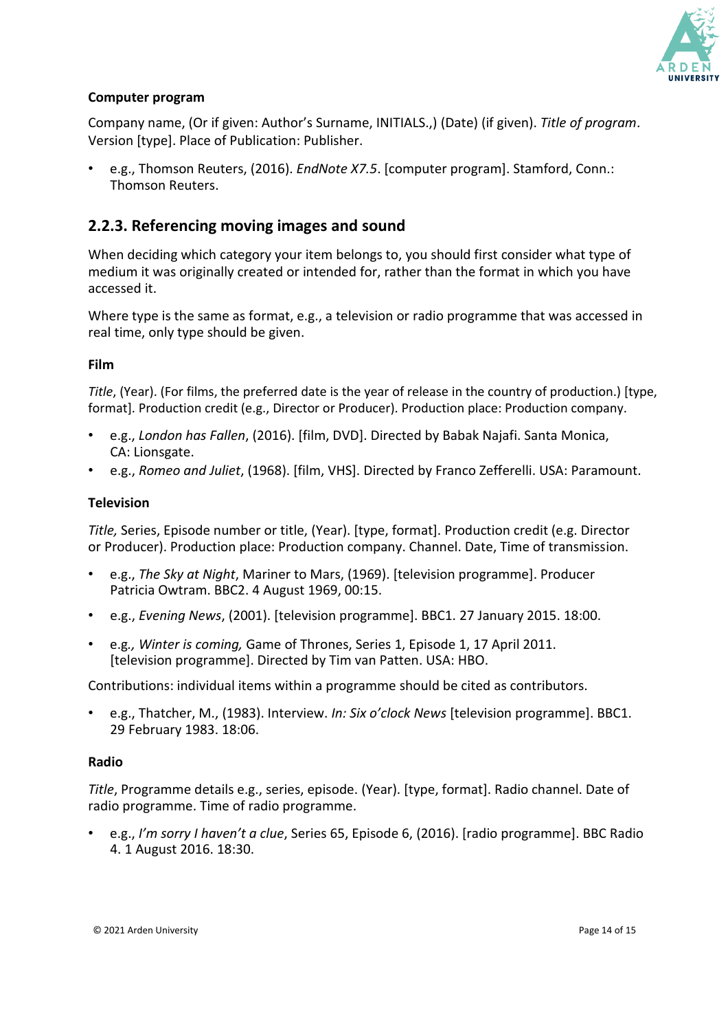**Computer program**

Company name, (Or if given: Author's Surname, INITIALS.,) (Date) (if given). *Title of program*. Version [type]. Place of Publication: Publisher.

- e.g., Thomson Reuters, (2016). *EndNote X7.5*. [computer program]. Stamford, Conn.: Thomson Reuters.

### 2.2.3. Referencing moving images and sound

When deciding which category your item belongs to, you should first consider what type of medium it was originally created or intended for, rather than the format in which you have accessed it.

Where type is the same as format, e.g., a television or radio programme that was accessed in real time, only type should be given.

**Film**

*Title*, (Year). (For films, the preferred date is the year of release in the country of production.) [type, format]. Production credit (e.g., Director or Producer). Production place: Production company.

- e.g., *London has Fallen*, (2016). [film, DVD]. Directed by Babak Najafi. Santa Monica, CA: Lionsgate.
- e.g., *Romeo and Juliet*, (1968). [film, VHS]. Directed by Franco Zefferelli. USA: Paramount.

**Television**

*Title,* Series, Episode number or title, (Year). [type, format]. Production credit (e.g. Director or Producer). Production place: Production company. Channel. Date, Time of transmission.

- e.g., *The Sky at Night*, Mariner to Mars, (1969). [television programme]. Producer Patricia Owtram. BBC2. 4 August 1969, 00:15.
- e.g., *Evening News*, (2001). [television programme]. BBC1. 27 January 2015. 18:00.
- e.g.*, Winter is coming,* Game of Thrones, Series 1, Episode 1, 17 April 2011. [television programme]. Directed by Tim van Patten. USA: HBO.

Contributions: individual items within a programme should be cited as contributors.

- e.g., Thatcher, M., (1983). Interview. *In: Six o'clock News* [television programme]. BBC1. 29 February 1983. 18:06.

**Radio**

*Title*, Programme details e.g., series, episode. (Year). [type, format]. Radio channel. Date of radio programme. Time of radio programme.

- e.g., *I'm sorry I haven't a clue*, Series 65, Episode 6, (2016). [radio programme]. BBC Radio 4. 1 August 2016. 18:30.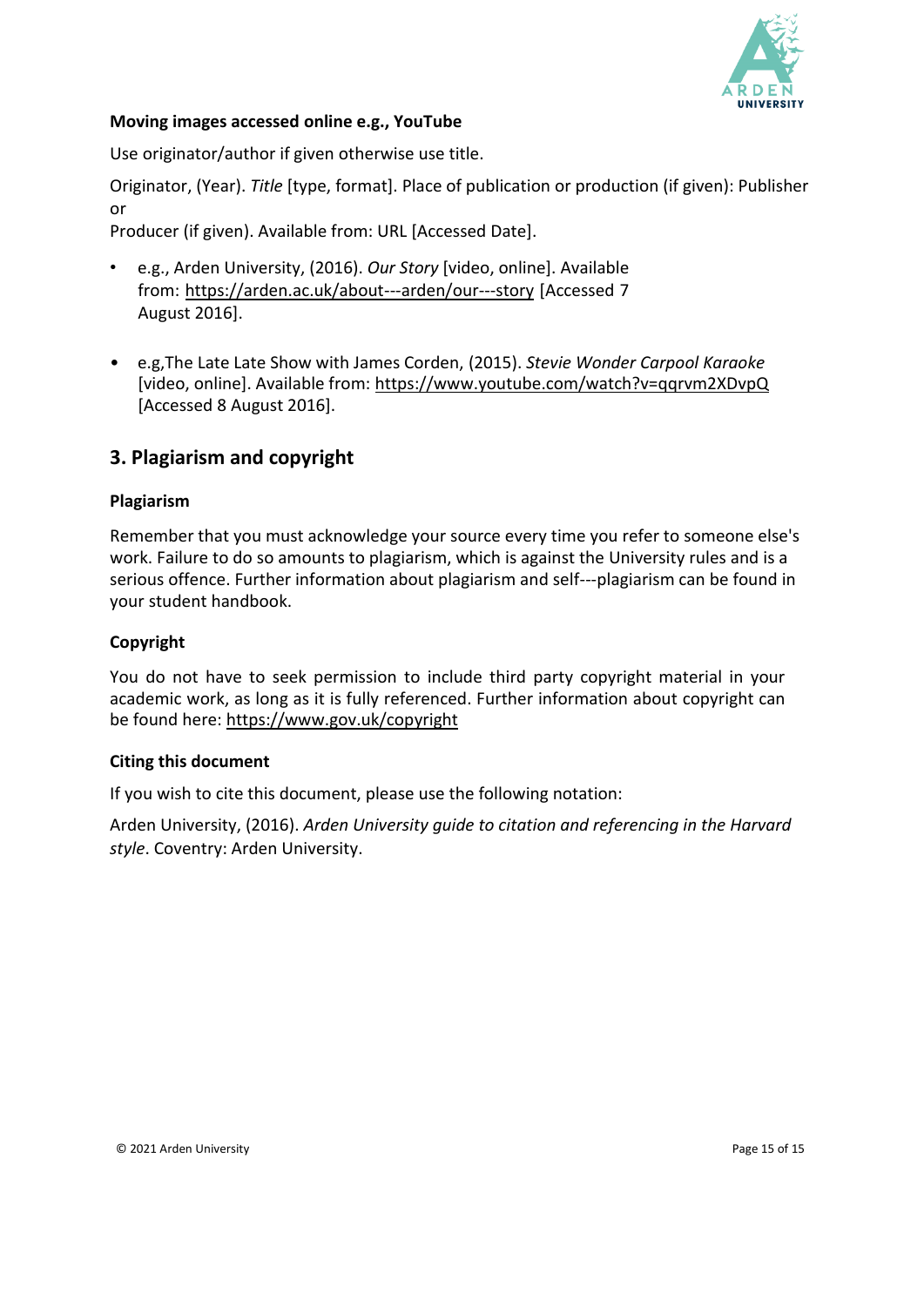**Moving images accessed online e.g., YouTube**

Use originator/author if given otherwise use title.

Originator, (Year). *Title* [type, format]. Place of publication or production (if given): Publisher or
Producer (if given). Available from: URL [Accessed Date].

- e.g., Arden University, (2016). *Our Story* [video, online]. Available from: https://arden.ac.uk/about---arden/our---story [Accessed 7 August 2016].

- e.g,The Late Late Show with James Corden, (2015). *Stevie Wonder Carpool Karaoke* [video, online]. Available from: https://www.youtube.com/watch?v=qqrvm2XDvpQ [Accessed 8 August 2016].

## 3. Plagiarism and copyright

**Plagiarism**

Remember that you must acknowledge your source every time you refer to someone else's work. Failure to do so amounts to plagiarism, which is against the University rules and is a serious offence. Further information about plagiarism and self---plagiarism can be found in your student handbook.

**Copyright**

You do not have to seek permission to include third party copyright material in your academic work, as long as it is fully referenced. Further information about copyright can be found here: https://www.gov.uk/copyright

**Citing this document**

If you wish to cite this document, please use the following notation:

Arden University, (2016). *Arden University guide to citation and referencing in the Harvard style*. Coventry: Arden University.